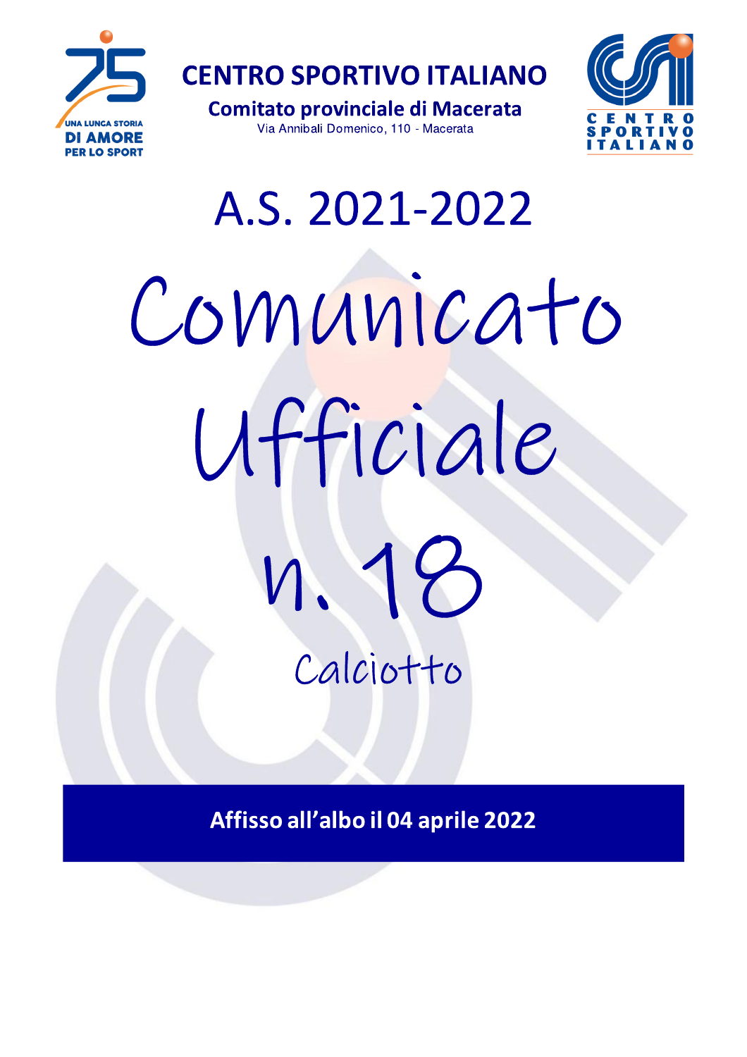# CENTRO SPORTIVO ITALIANO

**Comitato provinciale di Macerata**

Via Annibali Domenico, 110 - Macerata

UNA LUNGA STORIA DI AMORE PER LO SPORT

CENTRO SPORTIVO ITALIANO

## A.S. 2021-2022

# Comunicato Ufficiale n. 18

## Calciotto

**Affisso all'albo il 04 aprile 2022**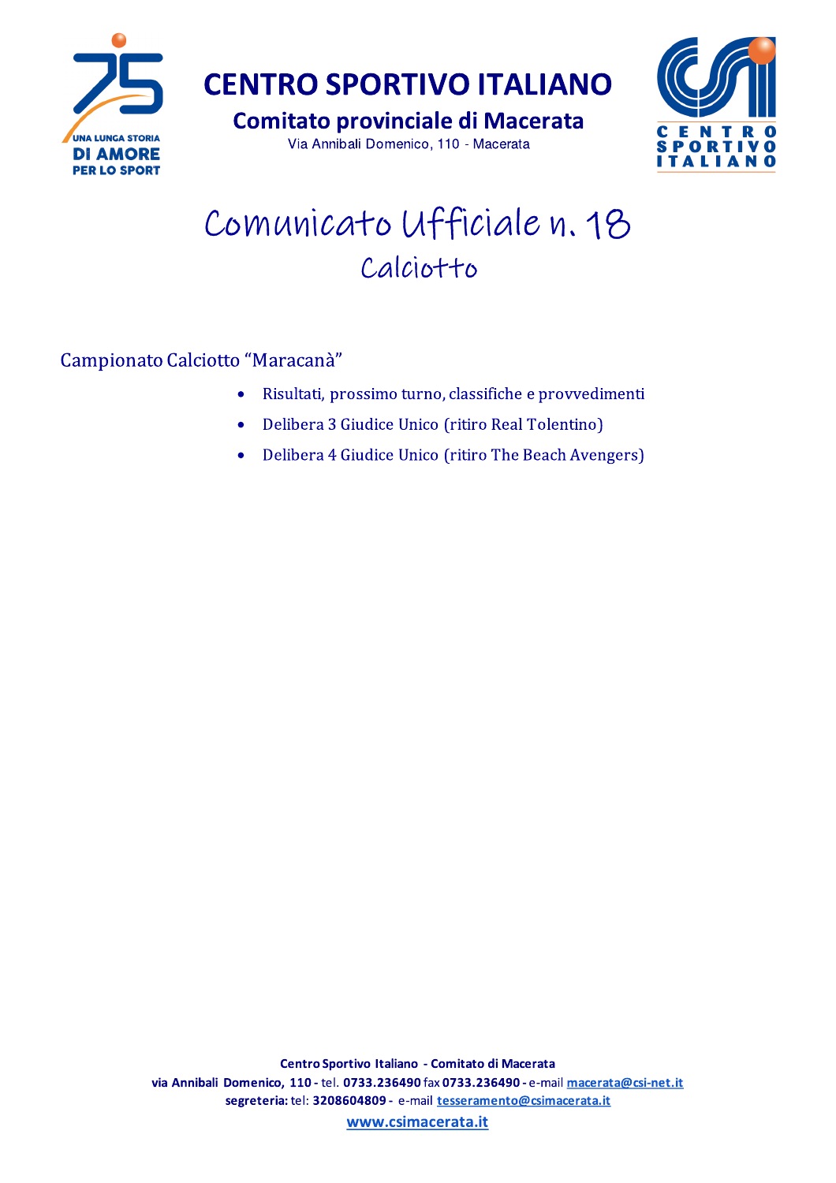# CENTRO SPORTIVO ITALIANO

## Comitato provinciale di Macerata

Via Annibali Domenico, 110 - Macerata

# Comunicato Ufficiale n. 18

## Calciotto

Campionato Calciotto "Maracanà"

- Risultati, prossimo turno, classifiche e provvedimenti
- Delibera 3 Giudice Unico (ritiro Real Tolentino)
- Delibera 4 Giudice Unico (ritiro The Beach Avengers)

**Centro Sportivo Italiano - Comitato di Macerata**
**via Annibali Domenico, 110** - tel. **0733.236490** fax **0733.236490** - e-mail macerata@csi-net.it
**segreteria:** tel: **3208604809** - e-mail tesseramento@csimacerata.it
www.csimacerata.it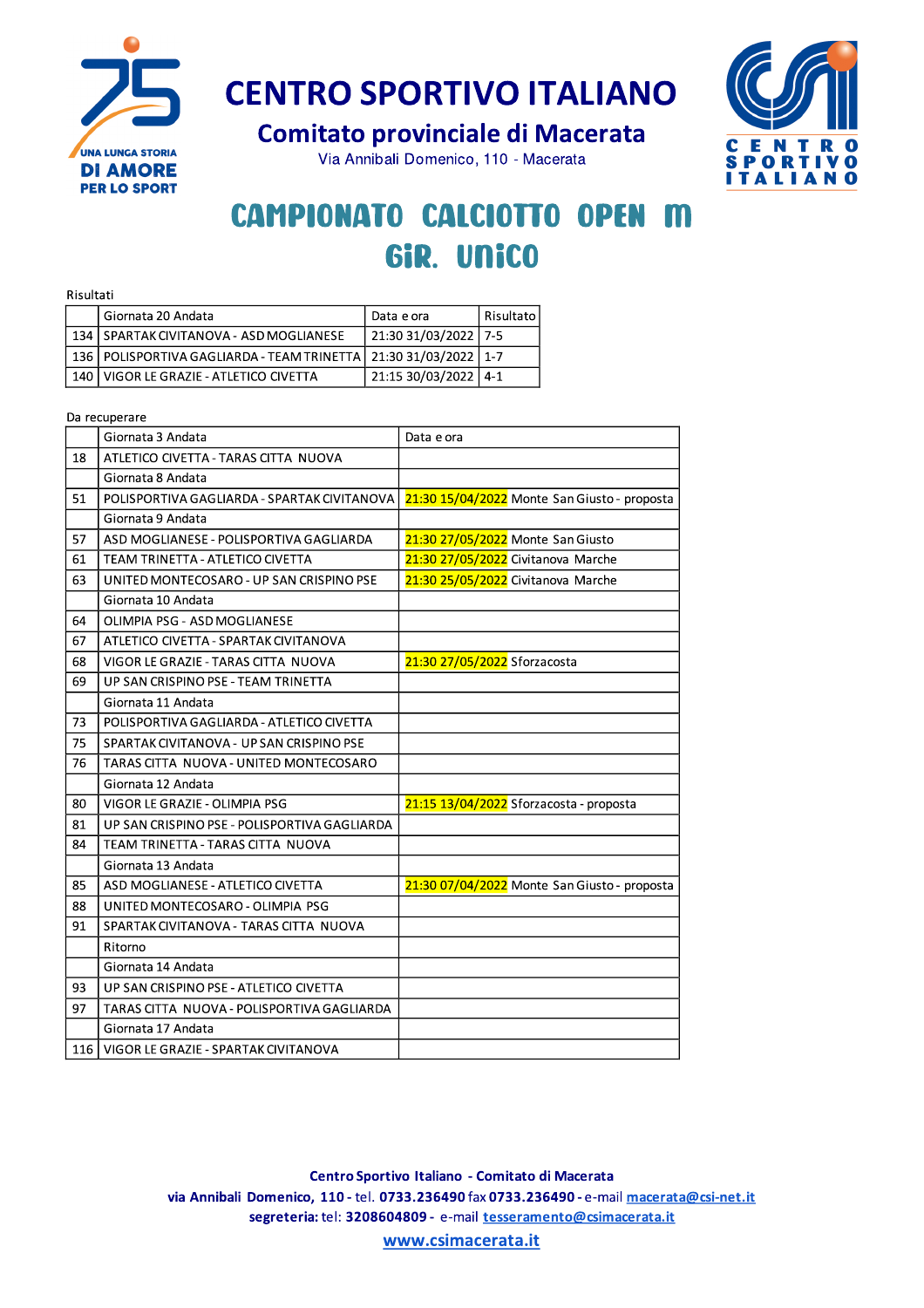# CENTRO SPORTIVO ITALIANO

## Comitato provinciale di Macerata

Via Annibali Domenico, 110 - Macerata

# CAMPIONATO CALCIOTTO OPEN M
# GIR. UNICO

Risultati

| | Giornata 20 Andata | Data e ora | Risultato |
|---|---|---|---|
| 134 | SPARTAK CIVITANOVA - ASD MOGLIANESE | 21:30 31/03/2022 | 7-5 |
| 136 | POLISPORTIVA GAGLIARDA - TEAM TRINETTA | 21:30 31/03/2022 | 1-7 |
| 140 | VIGOR LE GRAZIE - ATLETICO CIVETTA | 21:15 30/03/2022 | 4-1 |

Da recuperare

| | Giornata 3 Andata | Data e ora |
|---|---|---|
| 18 | ATLETICO CIVETTA - TARAS CITTA NUOVA | |
| | Giornata 8 Andata | |
| 51 | POLISPORTIVA GAGLIARDA - SPARTAK CIVITANOVA | 21:30 15/04/2022 Monte San Giusto - proposta |
| | Giornata 9 Andata | |
| 57 | ASD MOGLIANESE - POLISPORTIVA GAGLIARDA | 21:30 27/05/2022 Monte San Giusto |
| 61 | TEAM TRINETTA - ATLETICO CIVETTA | 21:30 27/05/2022 Civitanova Marche |
| 63 | UNITED MONTECOSARO - UP SAN CRISPINO PSE | 21:30 25/05/2022 Civitanova Marche |
| | Giornata 10 Andata | |
| 64 | OLIMPIA PSG - ASD MOGLIANESE | |
| 67 | ATLETICO CIVETTA - SPARTAK CIVITANOVA | |
| 68 | VIGOR LE GRAZIE - TARAS CITTA NUOVA | 21:30 27/05/2022 Sforzacosta |
| 69 | UP SAN CRISPINO PSE - TEAM TRINETTA | |
| | Giornata 11 Andata | |
| 73 | POLISPORTIVA GAGLIARDA - ATLETICO CIVETTA | |
| 75 | SPARTAK CIVITANOVA - UP SAN CRISPINO PSE | |
| 76 | TARAS CITTA NUOVA - UNITED MONTECOSARO | |
| | Giornata 12 Andata | |
| 80 | VIGOR LE GRAZIE - OLIMPIA PSG | 21:15 13/04/2022 Sforzacosta - proposta |
| 81 | UP SAN CRISPINO PSE - POLISPORTIVA GAGLIARDA | |
| 84 | TEAM TRINETTA - TARAS CITTA NUOVA | |
| | Giornata 13 Andata | |
| 85 | ASD MOGLIANESE - ATLETICO CIVETTA | 21:30 07/04/2022 Monte San Giusto - proposta |
| 88 | UNITED MONTECOSARO - OLIMPIA PSG | |
| 91 | SPARTAK CIVITANOVA - TARAS CITTA NUOVA | |
| | Ritorno | |
| | Giornata 14 Andata | |
| 93 | UP SAN CRISPINO PSE - ATLETICO CIVETTA | |
| 97 | TARAS CITTA NUOVA - POLISPORTIVA GAGLIARDA | |
| | Giornata 17 Andata | |
| 116 | VIGOR LE GRAZIE - SPARTAK CIVITANOVA | |

**Centro Sportivo Italiano - Comitato di Macerata**
**via Annibali Domenico, 110** - tel. **0733.236490** fax **0733.236490** - e-mail macerata@csi-net.it
**segreteria:** tel: **3208604809** - e-mail tesseramento@csimacerata.it
www.csimacerata.it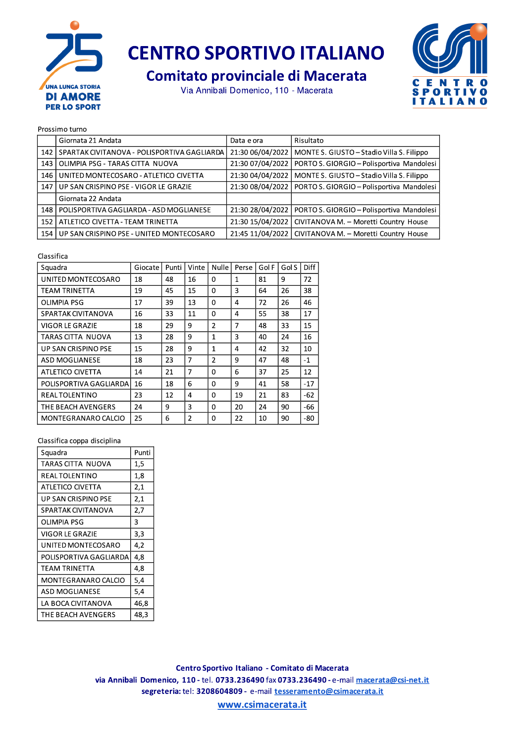# CENTRO SPORTIVO ITALIANO

## Comitato provinciale di Macerata

Via Annibali Domenico, 110 - Macerata

Prossimo turno

| | Giornata 21 Andata | Data e ora | Risultato |
|---|---|---|---|
| 142 | SPARTAK CIVITANOVA - POLISPORTIVA GAGLIARDA | 21:30 06/04/2022 | MONTE S. GIUSTO – Stadio Villa S. Filippo |
| 143 | OLIMPIA PSG - TARAS CITTA NUOVA | 21:30 07/04/2022 | PORTO S. GIORGIO – Polisportiva Mandolesi |
| 146 | UNITED MONTECOSARO - ATLETICO CIVETTA | 21:30 04/04/2022 | MONTE S. GIUSTO – Stadio Villa S. Filippo |
| 147 | UP SAN CRISPINO PSE - VIGOR LE GRAZIE | 21:30 08/04/2022 | PORTO S. GIORGIO – Polisportiva Mandolesi |
| | Giornata 22 Andata | | |
| 148 | POLISPORTIVA GAGLIARDA - ASD MOGLIANESE | 21:30 28/04/2022 | PORTO S. GIORGIO – Polisportiva Mandolesi |
| 152 | ATLETICO CIVETTA - TEAM TRINETTA | 21:30 15/04/2022 | CIVITANOVA M. – Moretti Country House |
| 154 | UP SAN CRISPINO PSE - UNITED MONTECOSARO | 21:45 11/04/2022 | CIVITANOVA M. – Moretti Country House |

Classifica

| Squadra | Giocate | Punti | Vinte | Nulle | Perse | Gol F | Gol S | Diff |
|---|---|---|---|---|---|---|---|---|
| UNITED MONTECOSARO | 18 | 48 | 16 | 0 | 1 | 81 | 9 | 72 |
| TEAM TRINETTA | 19 | 45 | 15 | 0 | 3 | 64 | 26 | 38 |
| OLIMPIA PSG | 17 | 39 | 13 | 0 | 4 | 72 | 26 | 46 |
| SPARTAK CIVITANOVA | 16 | 33 | 11 | 0 | 4 | 55 | 38 | 17 |
| VIGOR LE GRAZIE | 18 | 29 | 9 | 2 | 7 | 48 | 33 | 15 |
| TARAS CITTA NUOVA | 13 | 28 | 9 | 1 | 3 | 40 | 24 | 16 |
| UP SAN CRISPINO PSE | 15 | 28 | 9 | 1 | 4 | 42 | 32 | 10 |
| ASD MOGLIANESE | 18 | 23 | 7 | 2 | 9 | 47 | 48 | -1 |
| ATLETICO CIVETTA | 14 | 21 | 7 | 0 | 6 | 37 | 25 | 12 |
| POLISPORTIVA GAGLIARDA | 16 | 18 | 6 | 0 | 9 | 41 | 58 | -17 |
| REAL TOLENTINO | 23 | 12 | 4 | 0 | 19 | 21 | 83 | -62 |
| THE BEACH AVENGERS | 24 | 9 | 3 | 0 | 20 | 24 | 90 | -66 |
| MONTEGRANARO CALCIO | 25 | 6 | 2 | 0 | 22 | 10 | 90 | -80 |

Classifica coppa disciplina

| Squadra | Punti |
|---|---|
| TARAS CITTA NUOVA | 1,5 |
| REAL TOLENTINO | 1,8 |
| ATLETICO CIVETTA | 2,1 |
| UP SAN CRISPINO PSE | 2,1 |
| SPARTAK CIVITANOVA | 2,7 |
| OLIMPIA PSG | 3 |
| VIGOR LE GRAZIE | 3,3 |
| UNITED MONTECOSARO | 4,2 |
| POLISPORTIVA GAGLIARDA | 4,8 |
| TEAM TRINETTA | 4,8 |
| MONTEGRANARO CALCIO | 5,4 |
| ASD MOGLIANESE | 5,4 |
| LA BOCA CIVITANOVA | 46,8 |
| THE BEACH AVENGERS | 48,3 |

**Centro Sportivo Italiano - Comitato di Macerata**
**via Annibali Domenico, 110 -** tel. **0733.236490** fax **0733.236490 -** e-mail macerata@csi-net.it
**segreteria:** tel: **3208604809 -** e-mail tesseramento@csimacerata.it
**www.csimacerata.it**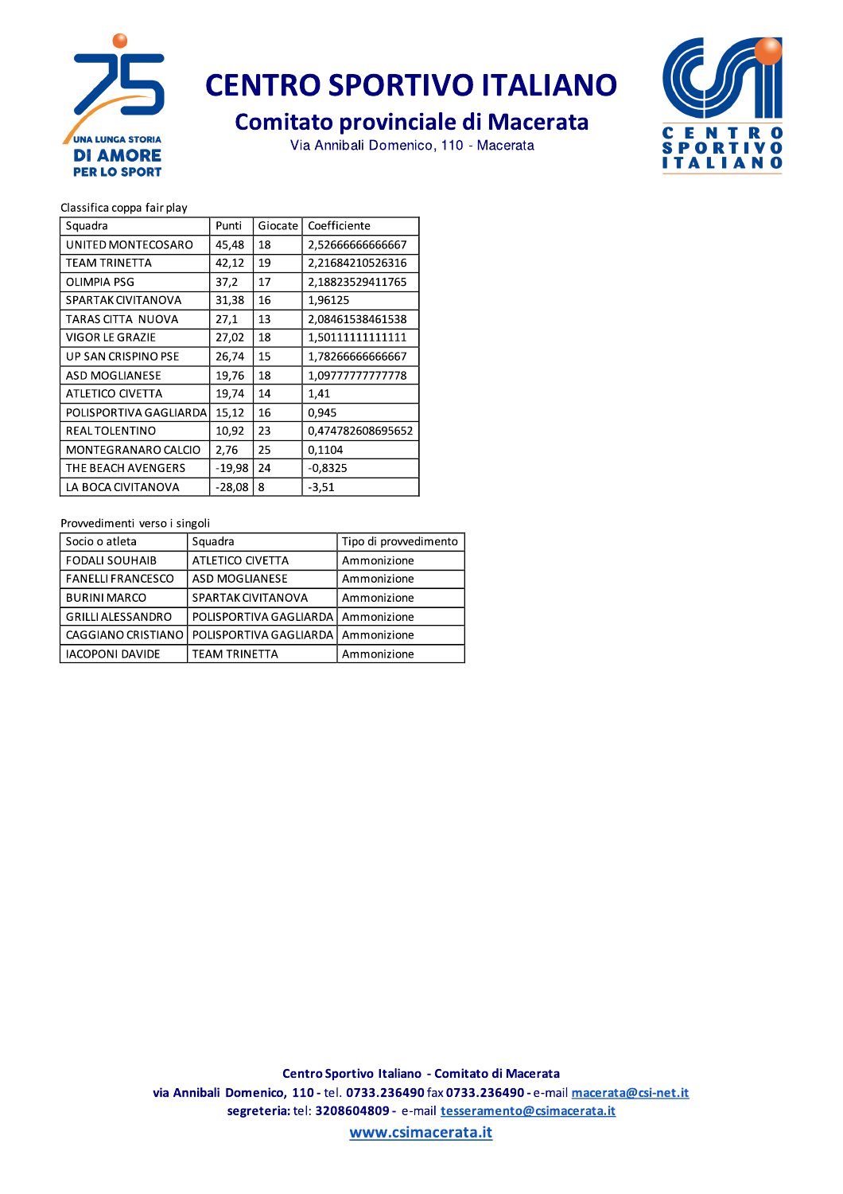# CENTRO SPORTIVO ITALIANO

## Comitato provinciale di Macerata

Via Annibali Domenico, 110 - Macerata

Classifica coppa fair play

| Squadra | Punti | Giocate | Coefficiente |
|---|---|---|---|
| UNITED MONTECOSARO | 45,48 | 18 | 2,52666666666667 |
| TEAM TRINETTA | 42,12 | 19 | 2,21684210526316 |
| OLIMPIA PSG | 37,2 | 17 | 2,18823529411765 |
| SPARTAK CIVITANOVA | 31,38 | 16 | 1,96125 |
| TARAS CITTA NUOVA | 27,1 | 13 | 2,08461538461538 |
| VIGOR LE GRAZIE | 27,02 | 18 | 1,50111111111111 |
| UP SAN CRISPINO PSE | 26,74 | 15 | 1,78266666666667 |
| ASD MOGLIANESE | 19,76 | 18 | 1,09777777777778 |
| ATLETICO CIVETTA | 19,74 | 14 | 1,41 |
| POLISPORTIVA GAGLIARDA | 15,12 | 16 | 0,945 |
| REAL TOLENTINO | 10,92 | 23 | 0,474782608695652 |
| MONTEGRANARO CALCIO | 2,76 | 25 | 0,1104 |
| THE BEACH AVENGERS | -19,98 | 24 | -0,8325 |
| LA BOCA CIVITANOVA | -28,08 | 8 | -3,51 |

Provvedimenti verso i singoli

| Socio o atleta | Squadra | Tipo di provvedimento |
|---|---|---|
| FODALI SOUHAIB | ATLETICO CIVETTA | Ammonizione |
| FANELLI FRANCESCO | ASD MOGLIANESE | Ammonizione |
| BURINI MARCO | SPARTAK CIVITANOVA | Ammonizione |
| GRILLI ALESSANDRO | POLISPORTIVA GAGLIARDA | Ammonizione |
| CAGGIANO CRISTIANO | POLISPORTIVA GAGLIARDA | Ammonizione |
| IACOPONI DAVIDE | TEAM TRINETTA | Ammonizione |

**Centro Sportivo Italiano - Comitato di Macerata**
**via Annibali Domenico, 110** - tel. **0733.236490** fax **0733.236490** - e-mail macerata@csi-net.it
**segreteria:** tel: **3208604809** - e-mail tesseramento@csimacerata.it
www.csimacerata.it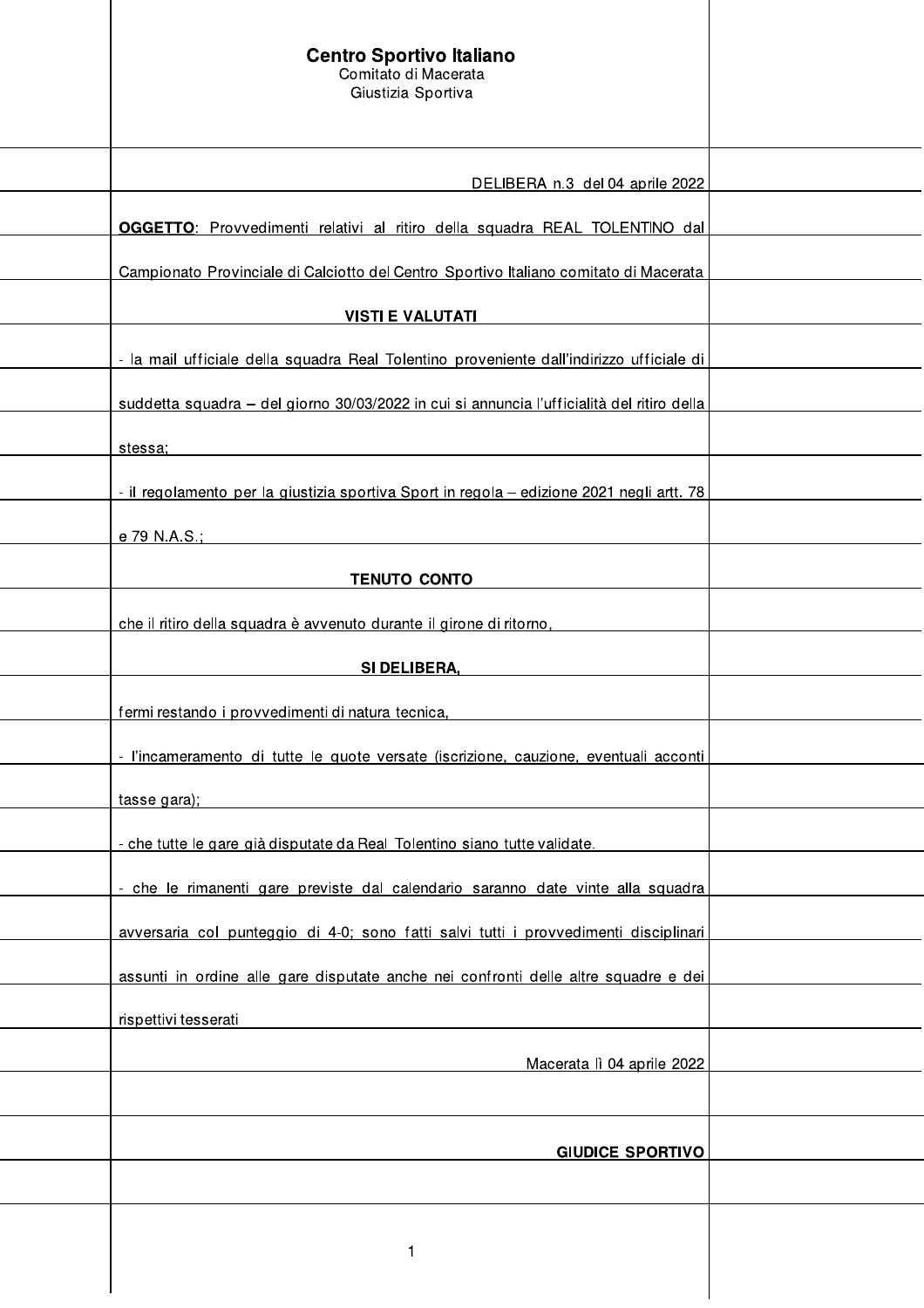**Centro Sportivo Italiano**
Comitato di Macerata
Giustizia Sportiva

DELIBERA n.3 del 04 aprile 2022

**OGGETTO**: Provvedimenti relativi al ritiro della squadra REAL TOLENTINO dal Campionato Provinciale di Calciotto del Centro Sportivo Italiano comitato di Macerata

**VISTI E VALUTATI**

- la mail ufficiale della squadra Real Tolentino proveniente dall'indirizzo ufficiale di suddetta squadra – del giorno 30/03/2022 in cui si annuncia l'ufficialità del ritiro della stessa;
- il regolamento per la giustizia sportiva Sport in regola – edizione 2021 negli artt. 78 e 79 N.A.S.;

**TENUTO CONTO**

che il ritiro della squadra è avvenuto durante il girone di ritorno,

**SI DELIBERA,**

fermi restando i provvedimenti di natura tecnica,

- l'incameramento di tutte le quote versate (iscrizione, cauzione, eventuali acconti tasse gara);
- che tutte le gare già disputate da Real Tolentino siano tutte validate.
- che le rimanenti gare previste dal calendario saranno date vinte alla squadra avversaria col punteggio di 4-0; sono fatti salvi tutti i provvedimenti disciplinari assunti in ordine alle gare disputate anche nei confronti delle altre squadre e dei rispettivi tesserati

Macerata lì 04 aprile 2022

**GIUDICE SPORTIVO**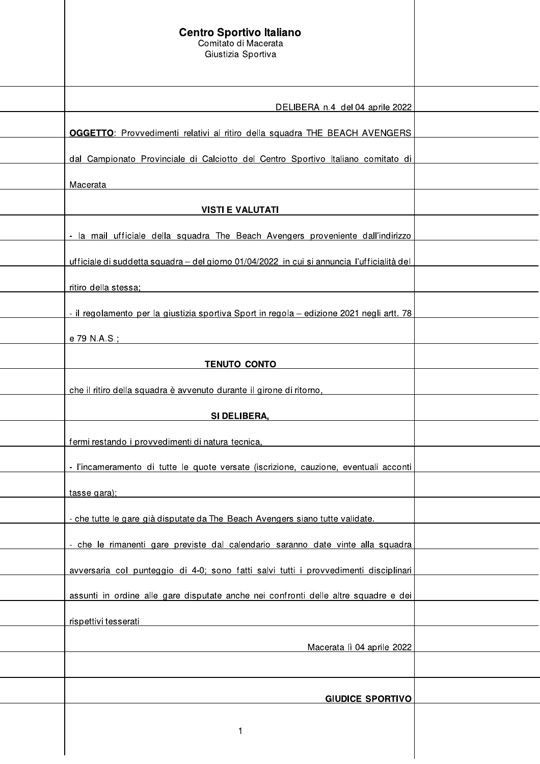**Centro Sportivo Italiano**
Comitato di Macerata
Giustizia Sportiva

DELIBERA n.4 del 04 aprile 2022

**OGGETTO**: Provvedimenti relativi al ritiro della squadra THE BEACH AVENGERS dal Campionato Provinciale di Calciotto del Centro Sportivo Italiano comitato di Macerata

**VISTI E VALUTATI**

- la mail ufficiale della squadra The Beach Avengers proveniente dall'indirizzo ufficiale di suddetta squadra – del giorno 01/04/2022 in cui si annuncia l'ufficialità del ritiro della stessa;
- il regolamento per la giustizia sportiva Sport in regola – edizione 2021 negli artt. 78 e 79 N.A.S.;

**TENUTO CONTO**

che il ritiro della squadra è avvenuto durante il girone di ritorno,

**SI DELIBERA,**

fermi restando i provvedimenti di natura tecnica,

- l'incameramento di tutte le quote versate (iscrizione, cauzione, eventuali acconti tasse gara);
- che tutte le gare già disputate da The Beach Avengers siano tutte validate.
- che le rimanenti gare previste dal calendario saranno date vinte alla squadra avversaria col punteggio di 4-0; sono fatti salvi tutti i provvedimenti disciplinari assunti in ordine alle gare disputate anche nei confronti delle altre squadre e dei rispettivi tesserati

Macerata lì 04 aprile 2022

**GIUDICE SPORTIVO**